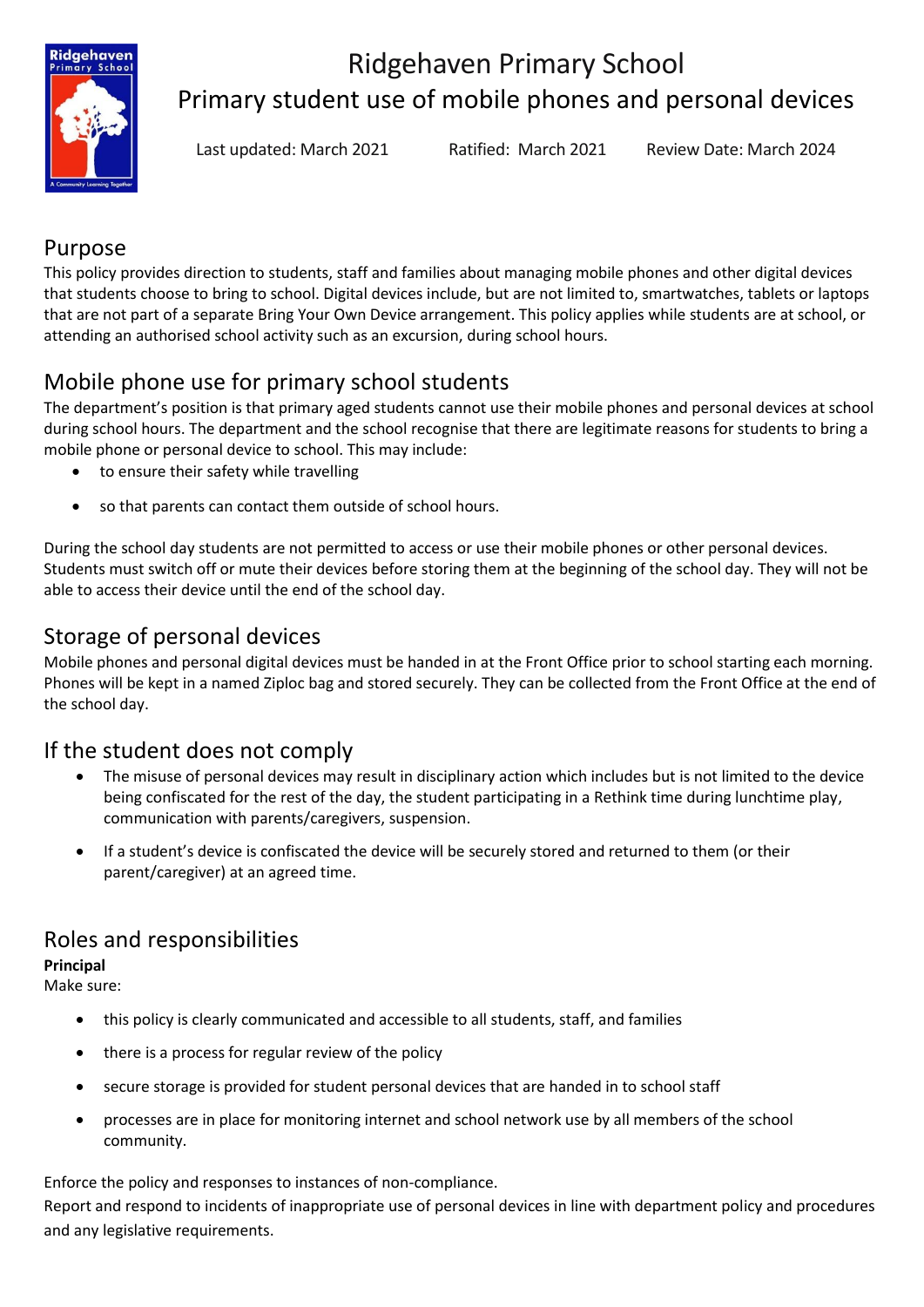# Ridgehaven Primary School

## Primary student use of mobile phones and personal devices

Last updated: March 2021 Ratified: March 2021 Review Date: March 2024

## Purpose

This policy provides direction to students, staff and families about managing mobile phones and other digital devices that students choose to bring to school. Digital devices include, but are not limited to, smartwatches, tablets or laptops that are not part of a separate Bring Your Own Device arrangement. This policy applies while students are at school, or attending an authorised school activity such as an excursion, during school hours.

## Mobile phone use for primary school students

The department's position is that primary aged students cannot use their mobile phones and personal devices at school during school hours. The department and the school recognise that there are legitimate reasons for students to bring a mobile phone or personal device to school. This may include:

- to ensure their safety while travelling
- so that parents can contact them outside of school hours.

During the school day students are not permitted to access or use their mobile phones or other personal devices. Students must switch off or mute their devices before storing them at the beginning of the school day. They will not be able to access their device until the end of the school day.

## Storage of personal devices

Mobile phones and personal digital devices must be handed in at the Front Office prior to school starting each morning. Phones will be kept in a named Ziploc bag and stored securely. They can be collected from the Front Office at the end of the school day.

## If the student does not comply

- The misuse of personal devices may result in disciplinary action which includes but is not limited to the device being confiscated for the rest of the day, the student participating in a Rethink time during lunchtime play, communication with parents/caregivers, suspension.
- If a student's device is confiscated the device will be securely stored and returned to them (or their parent/caregiver) at an agreed time.

## Roles and responsibilities

**Principal**

Make sure:

- this policy is clearly communicated and accessible to all students, staff, and families
- there is a process for regular review of the policy
- secure storage is provided for student personal devices that are handed in to school staff
- processes are in place for monitoring internet and school network use by all members of the school community.

Enforce the policy and responses to instances of non-compliance.

Report and respond to incidents of inappropriate use of personal devices in line with department policy and procedures and any legislative requirements.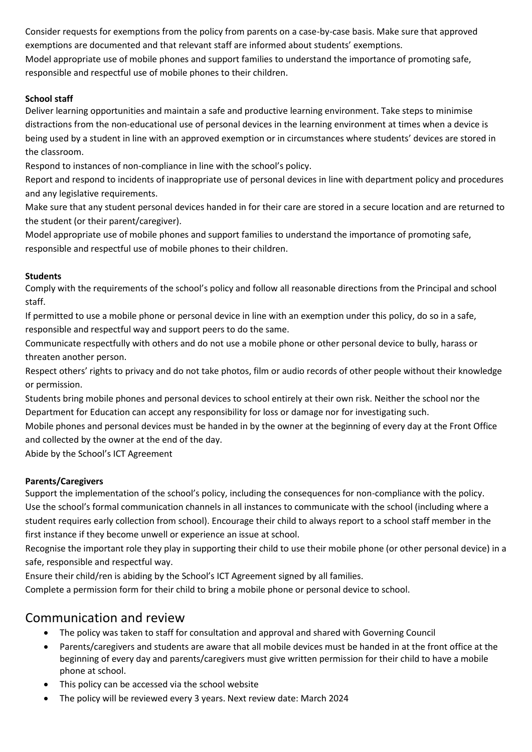Consider requests for exemptions from the policy from parents on a case-by-case basis. Make sure that approved exemptions are documented and that relevant staff are informed about students' exemptions.

Model appropriate use of mobile phones and support families to understand the importance of promoting safe, responsible and respectful use of mobile phones to their children.

**School staff**

Deliver learning opportunities and maintain a safe and productive learning environment. Take steps to minimise distractions from the non-educational use of personal devices in the learning environment at times when a device is being used by a student in line with an approved exemption or in circumstances where students' devices are stored in the classroom.

Respond to instances of non-compliance in line with the school's policy.

Report and respond to incidents of inappropriate use of personal devices in line with department policy and procedures and any legislative requirements.

Make sure that any student personal devices handed in for their care are stored in a secure location and are returned to the student (or their parent/caregiver).

Model appropriate use of mobile phones and support families to understand the importance of promoting safe, responsible and respectful use of mobile phones to their children.

**Students**

Comply with the requirements of the school's policy and follow all reasonable directions from the Principal and school staff.

If permitted to use a mobile phone or personal device in line with an exemption under this policy, do so in a safe, responsible and respectful way and support peers to do the same.

Communicate respectfully with others and do not use a mobile phone or other personal device to bully, harass or threaten another person.

Respect others' rights to privacy and do not take photos, film or audio records of other people without their knowledge or permission.

Students bring mobile phones and personal devices to school entirely at their own risk. Neither the school nor the Department for Education can accept any responsibility for loss or damage nor for investigating such.

Mobile phones and personal devices must be handed in by the owner at the beginning of every day at the Front Office and collected by the owner at the end of the day.

Abide by the School's ICT Agreement

**Parents/Caregivers**

Support the implementation of the school's policy, including the consequences for non-compliance with the policy.

Use the school's formal communication channels in all instances to communicate with the school (including where a student requires early collection from school). Encourage their child to always report to a school staff member in the first instance if they become unwell or experience an issue at school.

Recognise the important role they play in supporting their child to use their mobile phone (or other personal device) in a safe, responsible and respectful way.

Ensure their child/ren is abiding by the School's ICT Agreement signed by all families.

Complete a permission form for their child to bring a mobile phone or personal device to school.

## Communication and review

- The policy was taken to staff for consultation and approval and shared with Governing Council
- Parents/caregivers and students are aware that all mobile devices must be handed in at the front office at the beginning of every day and parents/caregivers must give written permission for their child to have a mobile phone at school.
- This policy can be accessed via the school website
- The policy will be reviewed every 3 years. Next review date: March 2024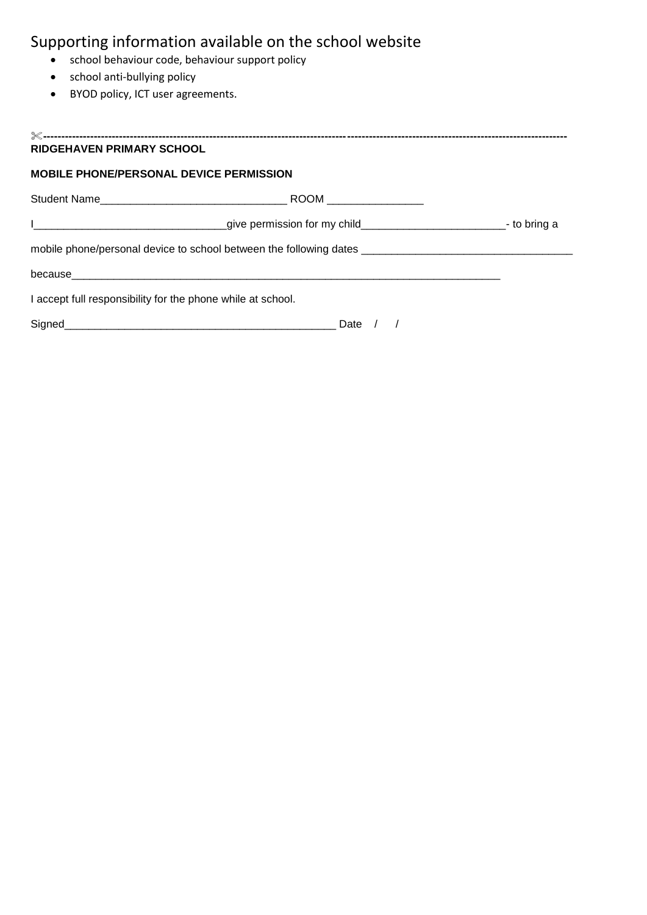# Supporting information available on the school website

- school behaviour code, behaviour support policy
- school anti-bullying policy
- BYOD policy, ICT user agreements.

✂-----------------------------------------------------------------------------------------------------------------------------

**RIDGEHAVEN PRIMARY SCHOOL**

**MOBILE PHONE/PERSONAL DEVICE PERMISSION**

Student Name_______________________________ ROOM ________________

I________________________________give permission for my child________________________- to bring a

mobile phone/personal device to school between the following dates ___________________________________

because_________________________________________________________________________

I accept full responsibility for the phone while at school.

Signed______________________________________________ Date / /